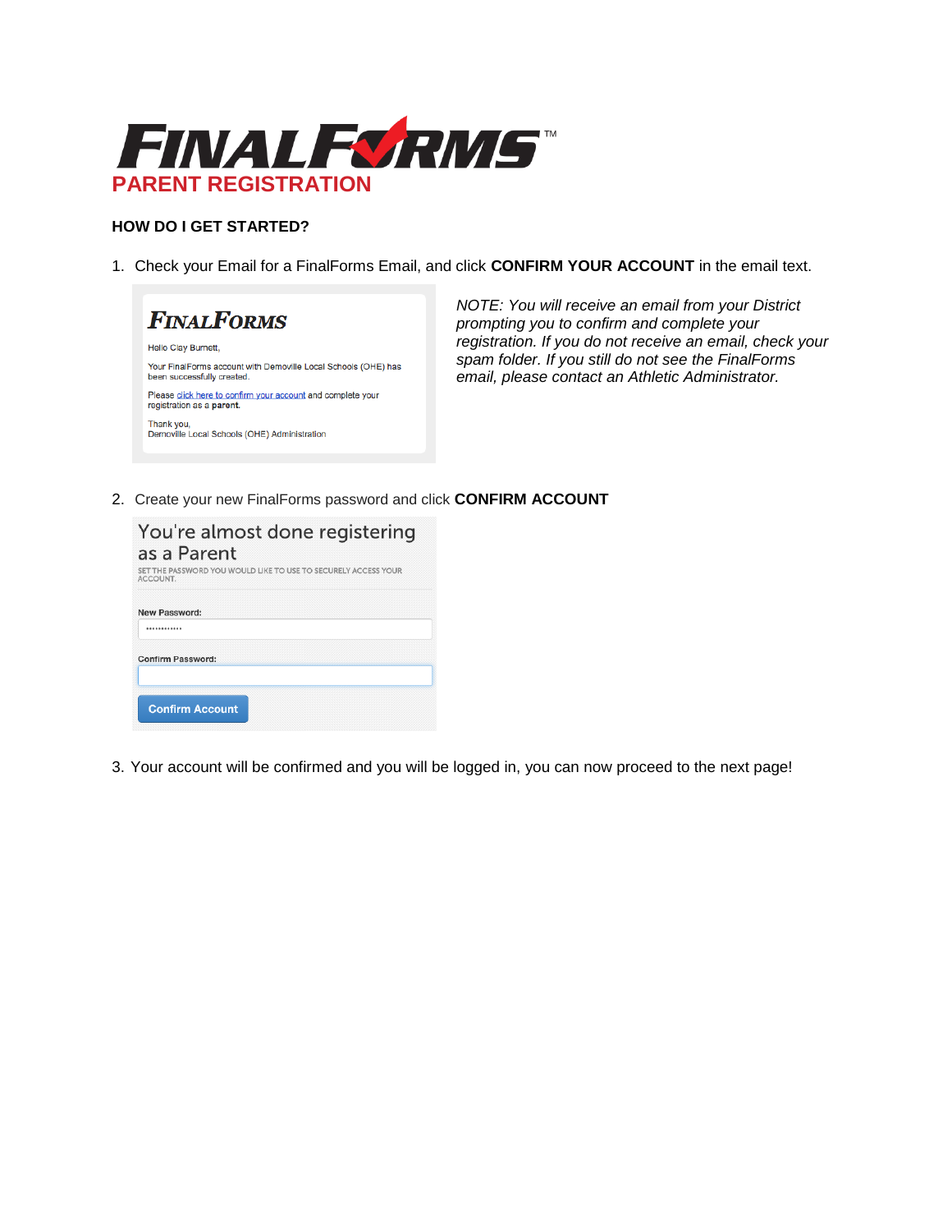# FINALFORMS

## PARENT REGISTRATION

### HOW DO I GET STARTED?

1. Check your Email for a FinalForms Email, and click **CONFIRM YOUR ACCOUNT** in the email text.

FINALFORMS

Hello Clay Burnett,

Your FinalForms account with Demoville Local Schools (OHE) has been successfully created.

Please click here to confirm your account and complete your registration as a **parent**.

Thank you,
Demoville Local Schools (OHE) Administration

*NOTE: You will receive an email from your District prompting you to confirm and complete your registration. If you do not receive an email, check your spam folder. If you still do not see the FinalForms email, please contact an Athletic Administrator.*

2. Create your new FinalForms password and click **CONFIRM ACCOUNT**

You're almost done registering as a Parent

SET THE PASSWORD YOU WOULD LIKE TO USE TO SECURELY ACCESS YOUR ACCOUNT.

New Password:

Confirm Password:

Confirm Account

3. Your account will be confirmed and you will be logged in, you can now proceed to the next page!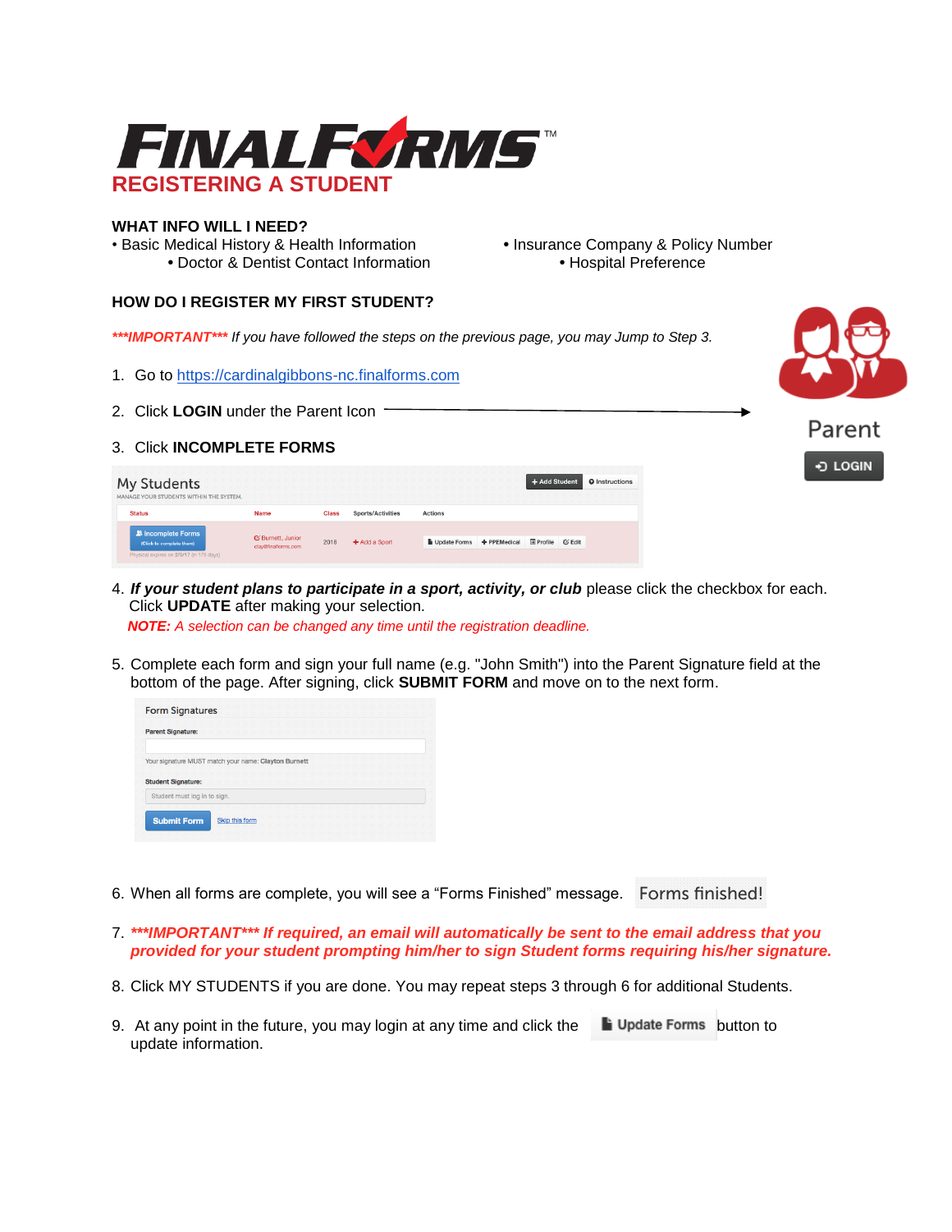# FINALFORMS™

## REGISTERING A STUDENT

### WHAT INFO WILL I NEED?

- Basic Medical History & Health Information
- Doctor & Dentist Contact Information
- Insurance Company & Policy Number
- Hospital Preference

### HOW DO I REGISTER MY FIRST STUDENT?

***\*\*\*IMPORTANT\*\*\**** *If you have followed the steps on the previous page, you may Jump to Step 3.*

1. Go to https://cardinalgibbons-nc.finalforms.com
2. Click **LOGIN** under the Parent Icon
3. Click **INCOMPLETE FORMS**
4. ***If your student plans to participate in a sport, activity, or club*** please click the checkbox for each. Click **UPDATE** after making your selection.
   ***NOTE:*** *A selection can be changed any time until the registration deadline.*
5. Complete each form and sign your full name (e.g. "John Smith") into the Parent Signature field at the bottom of the page. After signing, click **SUBMIT FORM** and move on to the next form.
6. When all forms are complete, you will see a "Forms Finished" message.
7. ***\*\*\*IMPORTANT\*\*\* If required, an email will automatically be sent to the email address that you provided for your student prompting him/her to sign Student forms requiring his/her signature.***
8. Click MY STUDENTS if you are done. You may repeat steps 3 through 6 for additional Students.
9. At any point in the future, you may login at any time and click the **Update Forms** button to update information.